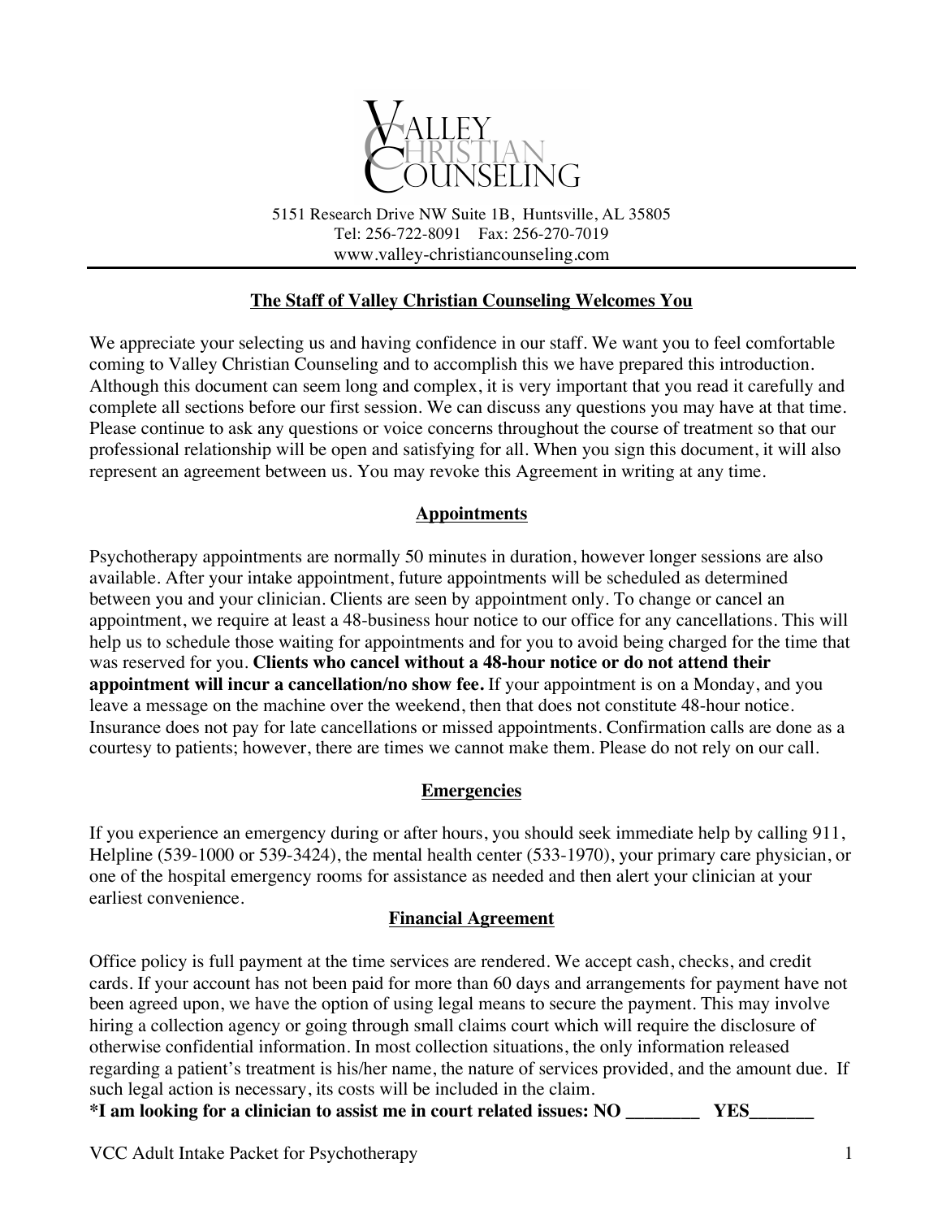# Valley Christian Counseling

5151 Research Drive NW Suite 1B, Huntsville, AL 35805
Tel: 256-722-8091 Fax: 256-270-7019
www.valley-christiancounseling.com

---

## The Staff of Valley Christian Counseling Welcomes You

We appreciate your selecting us and having confidence in our staff. We want you to feel comfortable coming to Valley Christian Counseling and to accomplish this we have prepared this introduction. Although this document can seem long and complex, it is very important that you read it carefully and complete all sections before our first session. We can discuss any questions you may have at that time. Please continue to ask any questions or voice concerns throughout the course of treatment so that our professional relationship will be open and satisfying for all. When you sign this document, it will also represent an agreement between us. You may revoke this Agreement in writing at any time.

## Appointments

Psychotherapy appointments are normally 50 minutes in duration, however longer sessions are also available. After your intake appointment, future appointments will be scheduled as determined between you and your clinician. Clients are seen by appointment only. To change or cancel an appointment, we require at least a 48-business hour notice to our office for any cancellations. This will help us to schedule those waiting for appointments and for you to avoid being charged for the time that was reserved for you. **Clients who cancel without a 48-hour notice or do not attend their appointment will incur a cancellation/no show fee.** If your appointment is on a Monday, and you leave a message on the machine over the weekend, then that does not constitute 48-hour notice. Insurance does not pay for late cancellations or missed appointments. Confirmation calls are done as a courtesy to patients; however, there are times we cannot make them. Please do not rely on our call.

## Emergencies

If you experience an emergency during or after hours, you should seek immediate help by calling 911, Helpline (539-1000 or 539-3424), the mental health center (533-1970), your primary care physician, or one of the hospital emergency rooms for assistance as needed and then alert your clinician at your earliest convenience.

## Financial Agreement

Office policy is full payment at the time services are rendered. We accept cash, checks, and credit cards. If your account has not been paid for more than 60 days and arrangements for payment have not been agreed upon, we have the option of using legal means to secure the payment. This may involve hiring a collection agency or going through small claims court which will require the disclosure of otherwise confidential information. In most collection situations, the only information released regarding a patient's treatment is his/her name, the nature of services provided, and the amount due. If such legal action is necessary, its costs will be included in the claim.

**\*I am looking for a clinician to assist me in court related issues: NO ________ YES_______**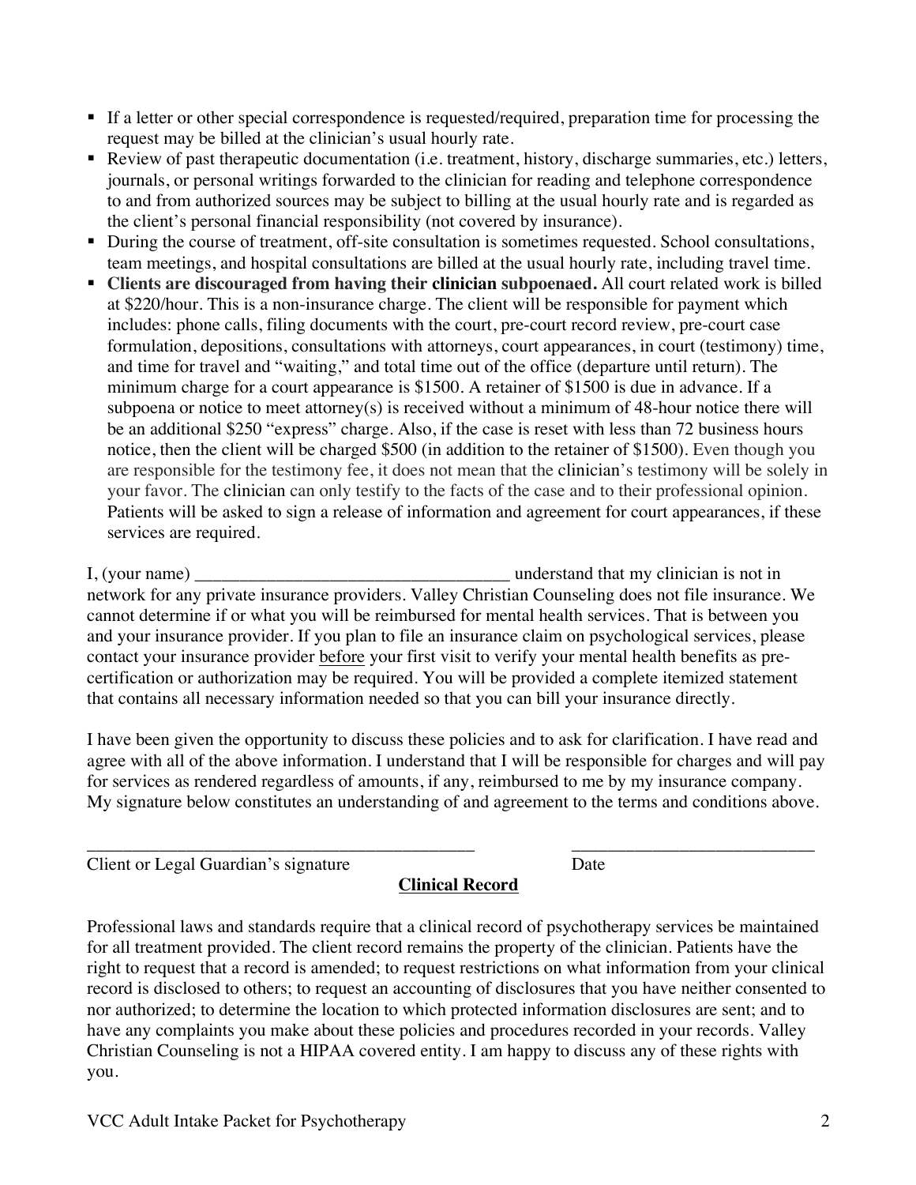- If a letter or other special correspondence is requested/required, preparation time for processing the request may be billed at the clinician's usual hourly rate.
- Review of past therapeutic documentation (i.e. treatment, history, discharge summaries, etc.) letters, journals, or personal writings forwarded to the clinician for reading and telephone correspondence to and from authorized sources may be subject to billing at the usual hourly rate and is regarded as the client's personal financial responsibility (not covered by insurance).
- During the course of treatment, off-site consultation is sometimes requested. School consultations, team meetings, and hospital consultations are billed at the usual hourly rate, including travel time.
- **Clients are discouraged from having their clinician subpoenaed.** All court related work is billed at $220/hour. This is a non-insurance charge. The client will be responsible for payment which includes: phone calls, filing documents with the court, pre-court record review, pre-court case formulation, depositions, consultations with attorneys, court appearances, in court (testimony) time, and time for travel and "waiting," and total time out of the office (departure until return). The minimum charge for a court appearance is $1500. A retainer of $1500 is due in advance. If a subpoena or notice to meet attorney(s) is received without a minimum of 48-hour notice there will be an additional $250 "express" charge. Also, if the case is reset with less than 72 business hours notice, then the client will be charged $500 (in addition to the retainer of $1500). Even though you are responsible for the testimony fee, it does not mean that the clinician's testimony will be solely in your favor. The clinician can only testify to the facts of the case and to their professional opinion. Patients will be asked to sign a release of information and agreement for court appearances, if these services are required.

I, (your name) ___________________________________ understand that my clinician is not in network for any private insurance providers. Valley Christian Counseling does not file insurance. We cannot determine if or what you will be reimbursed for mental health services. That is between you and your insurance provider. If you plan to file an insurance claim on psychological services, please contact your insurance provider <u>before</u> your first visit to verify your mental health benefits as pre-certification or authorization may be required. You will be provided a complete itemized statement that contains all necessary information needed so that you can bill your insurance directly.

I have been given the opportunity to discuss these policies and to ask for clarification. I have read and agree with all of the above information. I understand that I will be responsible for charges and will pay for services as rendered regardless of amounts, if any, reimbursed to me by my insurance company. My signature below constitutes an understanding of and agreement to the terms and conditions above.

_____________________________________________ ____________________________

Client or Legal Guardian's signature Date

## **Clinical Record**

Professional laws and standards require that a clinical record of psychotherapy services be maintained for all treatment provided. The client record remains the property of the clinician. Patients have the right to request that a record is amended; to request restrictions on what information from your clinical record is disclosed to others; to request an accounting of disclosures that you have neither consented to nor authorized; to determine the location to which protected information disclosures are sent; and to have any complaints you make about these policies and procedures recorded in your records. Valley Christian Counseling is not a HIPAA covered entity. I am happy to discuss any of these rights with you.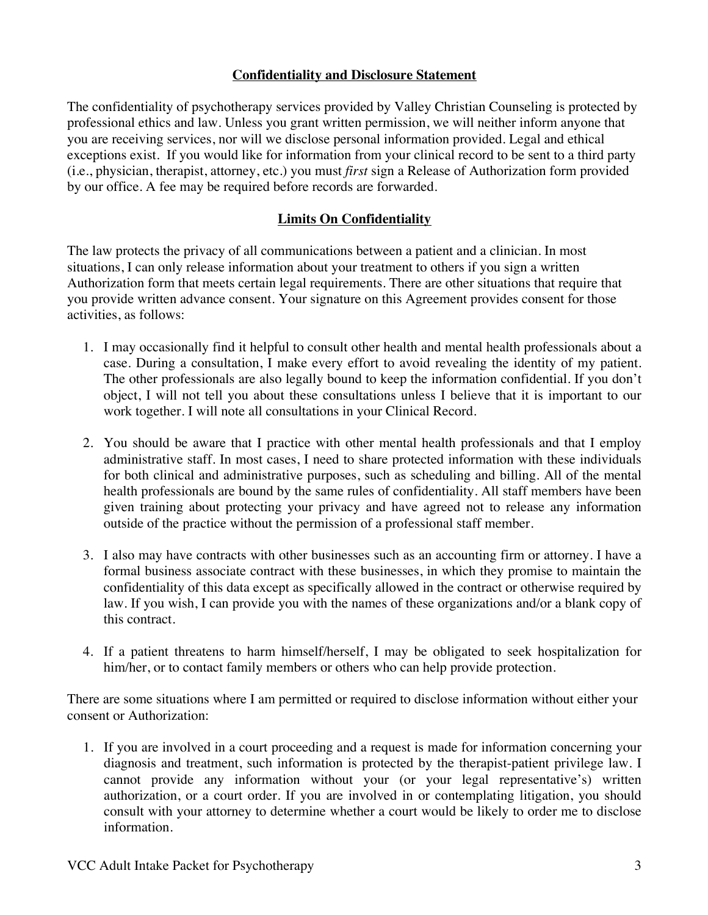## Confidentiality and Disclosure Statement

The confidentiality of psychotherapy services provided by Valley Christian Counseling is protected by professional ethics and law. Unless you grant written permission, we will neither inform anyone that you are receiving services, nor will we disclose personal information provided. Legal and ethical exceptions exist. If you would like for information from your clinical record to be sent to a third party (i.e., physician, therapist, attorney, etc.) you must *first* sign a Release of Authorization form provided by our office. A fee may be required before records are forwarded.

## Limits On Confidentiality

The law protects the privacy of all communications between a patient and a clinician. In most situations, I can only release information about your treatment to others if you sign a written Authorization form that meets certain legal requirements. There are other situations that require that you provide written advance consent. Your signature on this Agreement provides consent for those activities, as follows:

1. I may occasionally find it helpful to consult other health and mental health professionals about a case. During a consultation, I make every effort to avoid revealing the identity of my patient. The other professionals are also legally bound to keep the information confidential. If you don't object, I will not tell you about these consultations unless I believe that it is important to our work together. I will note all consultations in your Clinical Record.

2. You should be aware that I practice with other mental health professionals and that I employ administrative staff. In most cases, I need to share protected information with these individuals for both clinical and administrative purposes, such as scheduling and billing. All of the mental health professionals are bound by the same rules of confidentiality. All staff members have been given training about protecting your privacy and have agreed not to release any information outside of the practice without the permission of a professional staff member.

3. I also may have contracts with other businesses such as an accounting firm or attorney. I have a formal business associate contract with these businesses, in which they promise to maintain the confidentiality of this data except as specifically allowed in the contract or otherwise required by law. If you wish, I can provide you with the names of these organizations and/or a blank copy of this contract.

4. If a patient threatens to harm himself/herself, I may be obligated to seek hospitalization for him/her, or to contact family members or others who can help provide protection.

There are some situations where I am permitted or required to disclose information without either your consent or Authorization:

1. If you are involved in a court proceeding and a request is made for information concerning your diagnosis and treatment, such information is protected by the therapist-patient privilege law. I cannot provide any information without your (or your legal representative's) written authorization, or a court order. If you are involved in or contemplating litigation, you should consult with your attorney to determine whether a court would be likely to order me to disclose information.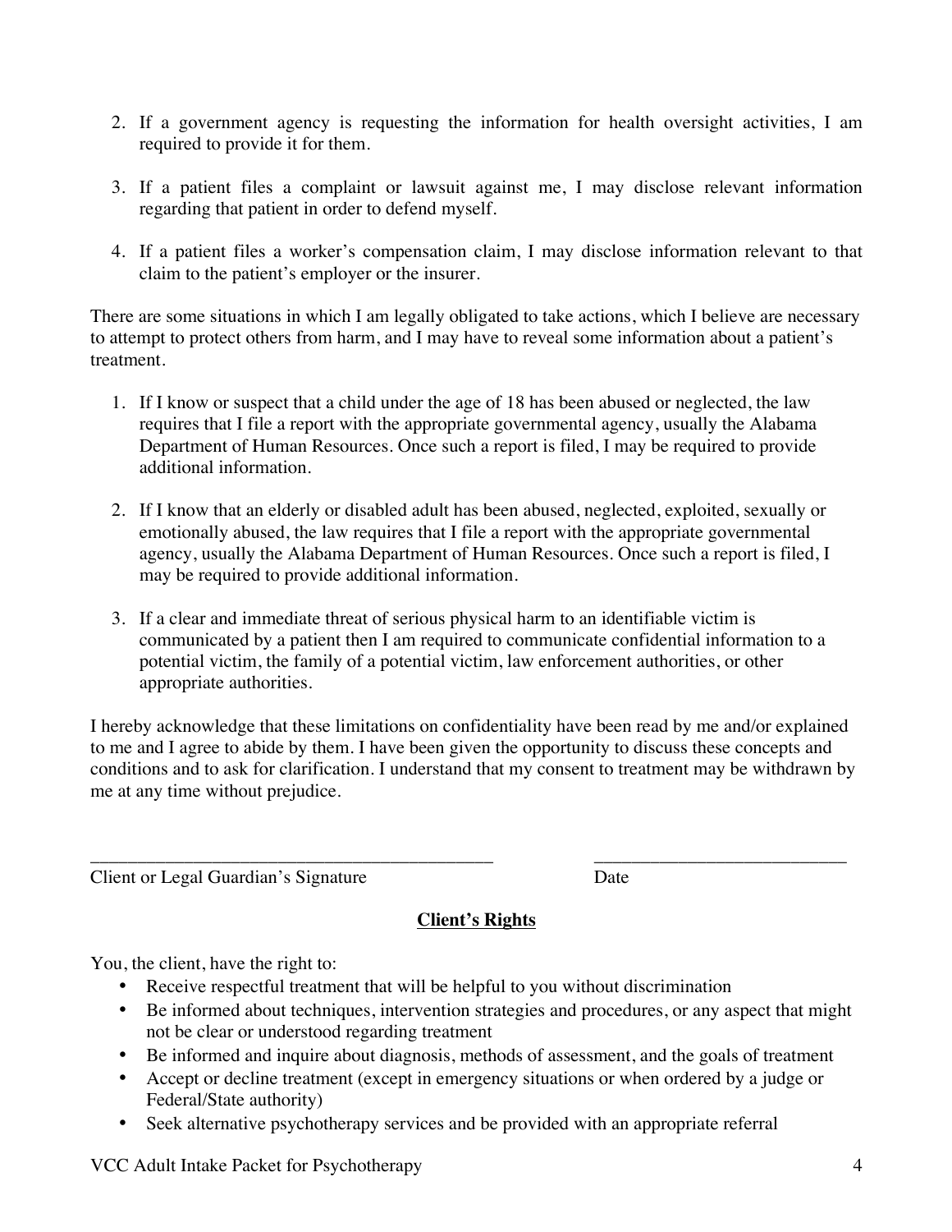2. If a government agency is requesting the information for health oversight activities, I am required to provide it for them.

3. If a patient files a complaint or lawsuit against me, I may disclose relevant information regarding that patient in order to defend myself.

4. If a patient files a worker's compensation claim, I may disclose information relevant to that claim to the patient's employer or the insurer.

There are some situations in which I am legally obligated to take actions, which I believe are necessary to attempt to protect others from harm, and I may have to reveal some information about a patient's treatment.

1. If I know or suspect that a child under the age of 18 has been abused or neglected, the law requires that I file a report with the appropriate governmental agency, usually the Alabama Department of Human Resources. Once such a report is filed, I may be required to provide additional information.

2. If I know that an elderly or disabled adult has been abused, neglected, exploited, sexually or emotionally abused, the law requires that I file a report with the appropriate governmental agency, usually the Alabama Department of Human Resources. Once such a report is filed, I may be required to provide additional information.

3. If a clear and immediate threat of serious physical harm to an identifiable victim is communicated by a patient then I am required to communicate confidential information to a potential victim, the family of a potential victim, law enforcement authorities, or other appropriate authorities.

I hereby acknowledge that these limitations on confidentiality have been read by me and/or explained to me and I agree to abide by them. I have been given the opportunity to discuss these concepts and conditions and to ask for clarification. I understand that my consent to treatment may be withdrawn by me at any time without prejudice.

\_\_\_\_\_\_\_\_\_\_\_\_\_\_\_\_\_\_\_\_\_\_\_\_\_\_\_\_\_\_\_\_\_\_\_\_\_\_\_\_\_\_\_\_ \_\_\_\_\_\_\_\_\_\_\_\_\_\_\_\_\_\_\_\_\_\_\_\_\_\_\_\_

Client or Legal Guardian's Signature Date

## **Client's Rights**

You, the client, have the right to:

- Receive respectful treatment that will be helpful to you without discrimination
- Be informed about techniques, intervention strategies and procedures, or any aspect that might not be clear or understood regarding treatment
- Be informed and inquire about diagnosis, methods of assessment, and the goals of treatment
- Accept or decline treatment (except in emergency situations or when ordered by a judge or Federal/State authority)
- Seek alternative psychotherapy services and be provided with an appropriate referral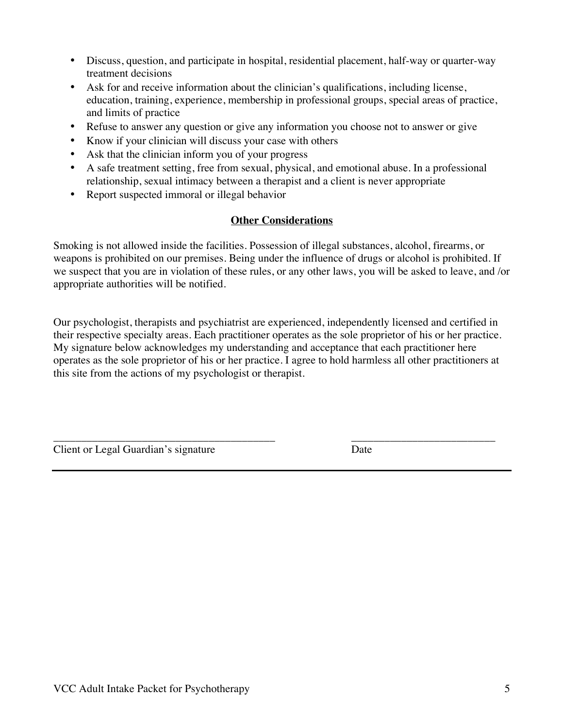- Discuss, question, and participate in hospital, residential placement, half-way or quarter-way treatment decisions
- Ask for and receive information about the clinician's qualifications, including license, education, training, experience, membership in professional groups, special areas of practice, and limits of practice
- Refuse to answer any question or give any information you choose not to answer or give
- Know if your clinician will discuss your case with others
- Ask that the clinician inform you of your progress
- A safe treatment setting, free from sexual, physical, and emotional abuse. In a professional relationship, sexual intimacy between a therapist and a client is never appropriate
- Report suspected immoral or illegal behavior

## Other Considerations

Smoking is not allowed inside the facilities. Possession of illegal substances, alcohol, firearms, or weapons is prohibited on our premises. Being under the influence of drugs or alcohol is prohibited. If we suspect that you are in violation of these rules, or any other laws, you will be asked to leave, and /or appropriate authorities will be notified.

Our psychologist, therapists and psychiatrist are experienced, independently licensed and certified in their respective specialty areas. Each practitioner operates as the sole proprietor of his or her practice. My signature below acknowledges my understanding and acceptance that each practitioner here operates as the sole proprietor of his or her practice. I agree to hold harmless all other practitioners at this site from the actions of my psychologist or therapist.

_________________________________________ ___________________________

Client or Legal Guardian's signature Date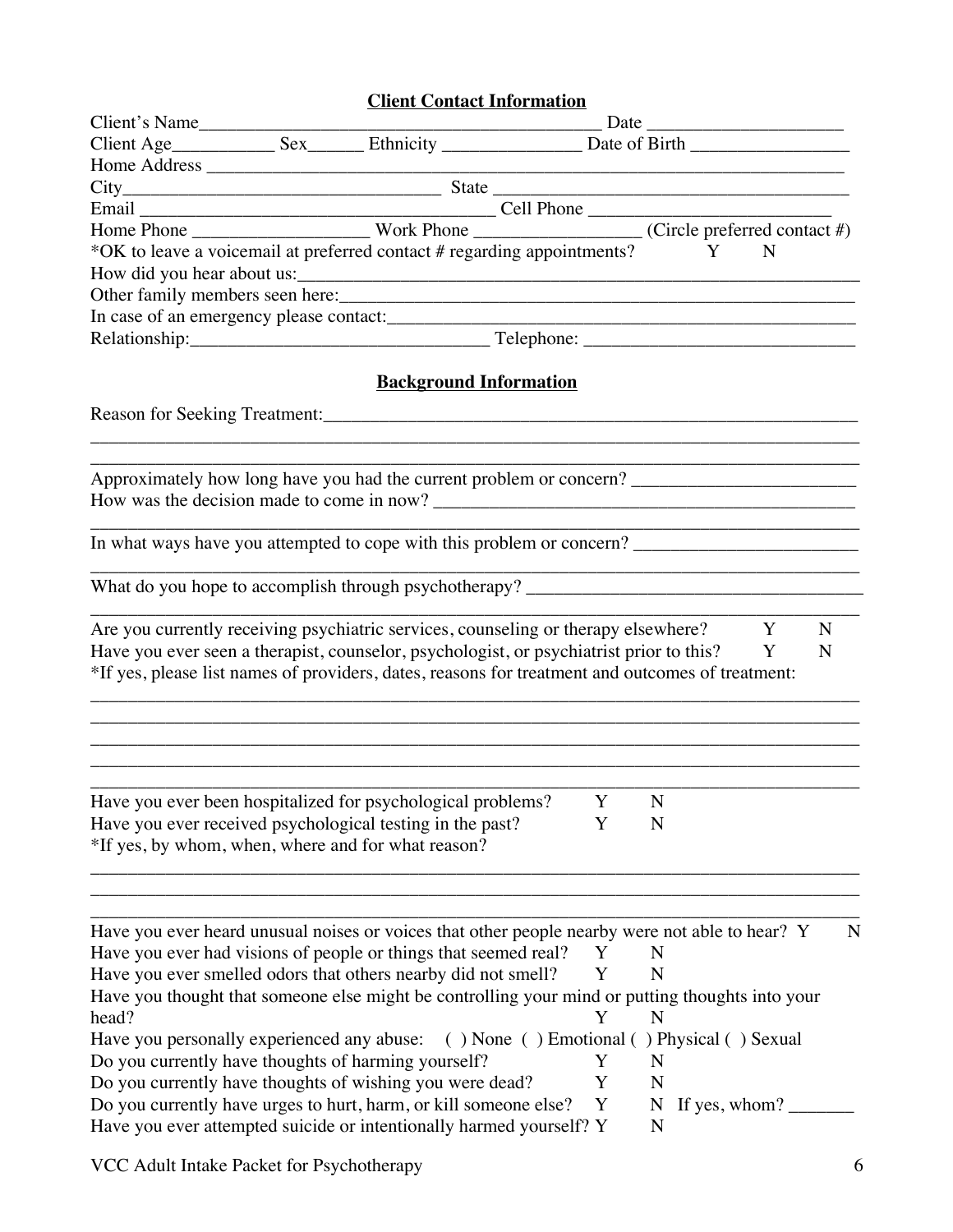## Client Contact Information

Client's Name_____________________________________________ Date _____________________

Client Age___________ Sex______ Ethnicity _______________ Date of Birth _________________

Home Address ______________________________________________________________________

City__________________________________ State ______________________________________

Email ________________________________________ Cell Phone ___________________________

Home Phone ___________________ Work Phone __________________ (Circle preferred contact #)

*OK to leave a voicemail at preferred contact # regarding appointments? Y N

How did you hear about us:_________________________________________________________________

Other family members seen here:_______________________________________________________________

In case of an emergency please contact:___________________________________________________

Relationship:_________________________________ Telephone: ______________________________

## Background Information

Reason for Seeking Treatment:________________________________________________________________

_____________________________________________________________________________________________

_____________________________________________________________________________________________

Approximately how long have you had the current problem or concern? ________________________

How was the decision made to come in now? ________________________________________________

_____________________________________________________________________________________________

In what ways have you attempted to cope with this problem or concern? ________________________

_____________________________________________________________________________________________

What do you hope to accomplish through psychotherapy? _____________________________________

_____________________________________________________________________________________________

Are you currently receiving psychiatric services, counseling or therapy elsewhere? Y N

Have you ever seen a therapist, counselor, psychologist, or psychiatrist prior to this? Y N

*If yes, please list names of providers, dates, reasons for treatment and outcomes of treatment:

_____________________________________________________________________________________________

_____________________________________________________________________________________________

_____________________________________________________________________________________________

_____________________________________________________________________________________________

_____________________________________________________________________________________________

Have you ever been hospitalized for psychological problems? Y N

Have you ever received psychological testing in the past? Y N

*If yes, by whom, when, where and for what reason?

_____________________________________________________________________________________________

_____________________________________________________________________________________________

_____________________________________________________________________________________________

Have you ever heard unusual noises or voices that other people nearby were not able to hear? Y N

Have you ever had visions of people or things that seemed real? Y N

Have you ever smelled odors that others nearby did not smell? Y N

Have you thought that someone else might be controlling your mind or putting thoughts into your head? Y N

Have you personally experienced any abuse: ( ) None ( ) Emotional ( ) Physical ( ) Sexual

Do you currently have thoughts of harming yourself? Y N

Do you currently have thoughts of wishing you were dead? Y N

Do you currently have urges to hurt, harm, or kill someone else? Y N If yes, whom? _______

Have you ever attempted suicide or intentionally harmed yourself? Y N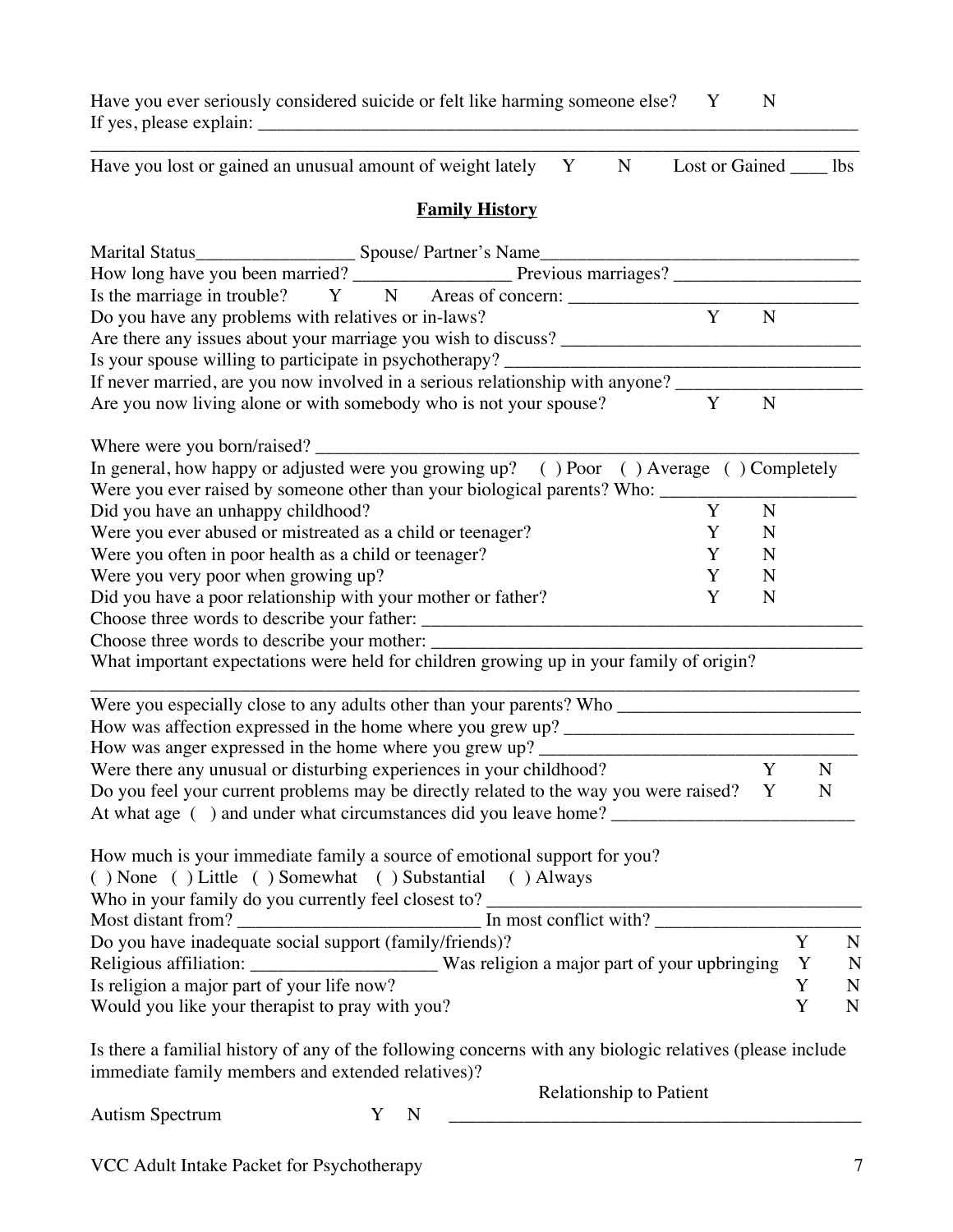Have you ever seriously considered suicide or felt like harming someone else? Y N

If yes, please explain: ______________________________________________________________________

______________________________________________________________________________________

Have you lost or gained an unusual amount of weight lately Y N Lost or Gained ____ lbs

## Family History

Marital Status_________________ Spouse/ Partner's Name__________________________________

How long have you been married? _________________ Previous marriages? ____________________

Is the marriage in trouble? Y N Areas of concern: ________________________________

Do you have any problems with relatives or in-laws? Y N

Are there any issues about your marriage you wish to discuss? _________________________________

Is your spouse willing to participate in psychotherapy? ______________________________________

If never married, are you now involved in a serious relationship with anyone? ____________________

Are you now living alone or with somebody who is not your spouse? Y N

Where were you born/raised? _________________________________________________________

In general, how happy or adjusted were you growing up? ( ) Poor ( ) Average ( ) Completely

Were you ever raised by someone other than your biological parents? Who: _____________________

Did you have an unhappy childhood? Y N

Were you ever abused or mistreated as a child or teenager? Y N

Were you often in poor health as a child or teenager? Y N

Were you very poor when growing up? Y N

Did you have a poor relationship with your mother or father? Y N

Choose three words to describe your father: _______________________________________________

Choose three words to describe your mother: _______________________________________________

What important expectations were held for children growing up in your family of origin?

______________________________________________________________________________________

Were you especially close to any adults other than your parents? Who __________________________

How was affection expressed in the home where you grew up? _______________________________

How was anger expressed in the home where you grew up? __________________________________

Were there any unusual or disturbing experiences in your childhood? Y N

Do you feel your current problems may be directly related to the way you were raised? Y N

At what age ( ) and under what circumstances did you leave home? __________________________

How much is your immediate family a source of emotional support for you?

( ) None ( ) Little ( ) Somewhat ( ) Substantial ( ) Always

Who in your family do you currently feel closest to? ________________________________________

Most distant from? __________________________ In most conflict with? ______________________

Do you have inadequate social support (family/friends)? Y N

Religious affiliation: ____________________ Was religion a major part of your upbringing Y N

Is religion a major part of your life now? Y N

Would you like your therapist to pray with you? Y N

Is there a familial history of any of the following concerns with any biologic relatives (please include immediate family members and extended relatives)?

| | | Relationship to Patient |
|---|---|---|
| Autism Spectrum | Y N | _____________________________________________ |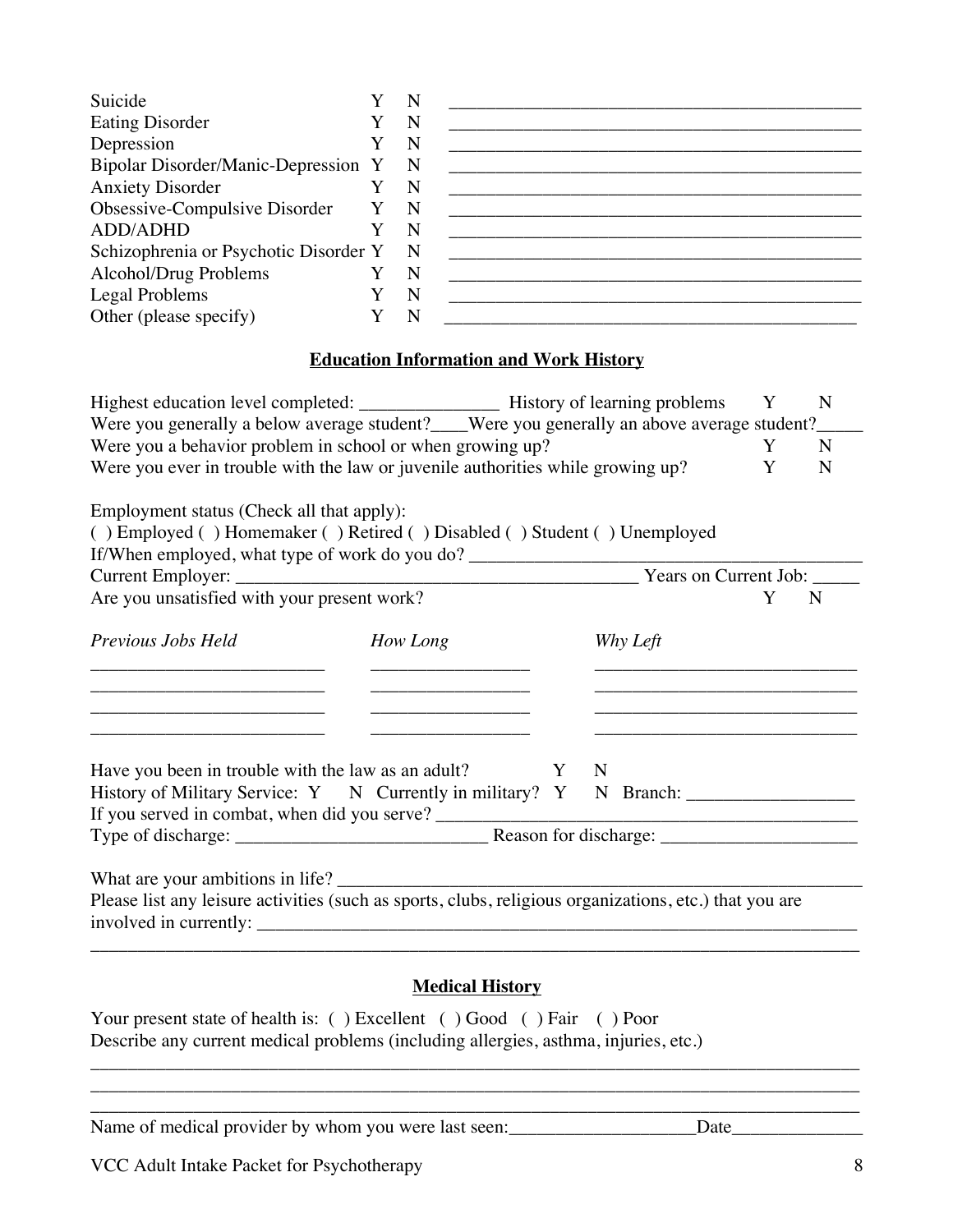| | | | |
|---|---|---|---|
| Suicide | Y | N | ____________________________________________ |
| Eating Disorder | Y | N | ____________________________________________ |
| Depression | Y | N | ____________________________________________ |
| Bipolar Disorder/Manic-Depression | Y | N | ____________________________________________ |
| Anxiety Disorder | Y | N | ____________________________________________ |
| Obsessive-Compulsive Disorder | Y | N | ____________________________________________ |
| ADD/ADHD | Y | N | ____________________________________________ |
| Schizophrenia or Psychotic Disorder | Y | N | ____________________________________________ |
| Alcohol/Drug Problems | Y | N | ____________________________________________ |
| Legal Problems | Y | N | ____________________________________________ |
| Other (please specify) | Y | N | ____________________________________________ |

## Education Information and Work History

Highest education level completed: _______________ History of learning problems Y N

Were you generally a below average student?____Were you generally an above average student?_____

Were you a behavior problem in school or when growing up? Y N

Were you ever in trouble with the law or juvenile authorities while growing up? Y N

Employment status (Check all that apply):

( ) Employed ( ) Homemaker ( ) Retired ( ) Disabled ( ) Student ( ) Unemployed

If/When employed, what type of work do you do? ________________________________________

Current Employer: ____________________________________________ Years on Current Job: _____

Are you unsatisfied with your present work? Y N

| *Previous Jobs Held* | *How Long* | *Why Left* |
|---|---|---|
| _________________________ | _________________ | ____________________________ |
| _________________________ | _________________ | ____________________________ |
| _________________________ | _________________ | ____________________________ |
| _________________________ | _________________ | ____________________________ |

Have you been in trouble with the law as an adult? Y N

History of Military Service: Y N Currently in military? Y N Branch: _________________

If you served in combat, when did you serve? ______________________________________________

Type of discharge: ___________________________ Reason for discharge: _____________________

What are your ambitions in life? ______________________________________________________

Please list any leisure activities (such as sports, clubs, religious organizations, etc.) that you are involved in currently: ______________________________________________________________

_________________________________________________________________________________

## Medical History

Your present state of health is: ( ) Excellent ( ) Good ( ) Fair ( ) Poor

Describe any current medical problems (including allergies, asthma, injuries, etc.)

_________________________________________________________________________________

_________________________________________________________________________________

_________________________________________________________________________________

Name of medical provider by whom you were last seen:____________________Date______________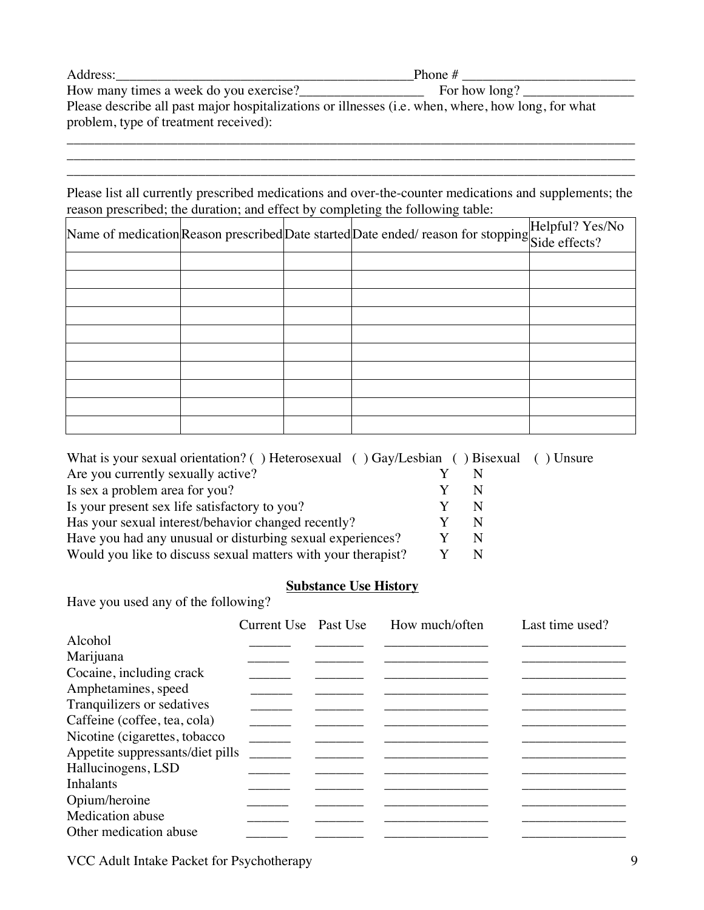Address:_____________________________________________Phone # _________________________

How many times a week do you exercise?__________________ For how long? ________________

Please describe all past major hospitalizations or illnesses (i.e. when, where, how long, for what problem, type of treatment received):

_____________________________________________________________________________________
_____________________________________________________________________________________
_____________________________________________________________________________________

Please list all currently prescribed medications and over-the-counter medications and supplements; the reason prescribed; the duration; and effect by completing the following table:

| Name of medication | Reason prescribed | Date started | Date ended/ reason for stopping | Helpful? Yes/No Side effects? |
|---|---|---|---|---|
| | | | | |
| | | | | |
| | | | | |
| | | | | |
| | | | | |
| | | | | |
| | | | | |
| | | | | |
| | | | | |
| | | | | |

What is your sexual orientation? ( ) Heterosexual ( ) Gay/Lesbian ( ) Bisexual ( ) Unsure

Are you currently sexually active? Y N

Is sex a problem area for you? Y N

Is your present sex life satisfactory to you? Y N

Has your sexual interest/behavior changed recently? Y N

Have you had any unusual or disturbing sexual experiences? Y N

Would you like to discuss sexual matters with your therapist? Y N

## Substance Use History

Have you used any of the following?

| | Current Use | Past Use | How much/often | Last time used? |
|---|---|---|---|---|
| Alcohol | ______ | _______ | _______________ | _______________ |
| Marijuana | ______ | _______ | _______________ | _______________ |
| Cocaine, including crack | ______ | _______ | _______________ | _______________ |
| Amphetamines, speed | ______ | _______ | _______________ | _______________ |
| Tranquilizers or sedatives | ______ | _______ | _______________ | _______________ |
| Caffeine (coffee, tea, cola) | ______ | _______ | _______________ | _______________ |
| Nicotine (cigarettes, tobacco | ______ | _______ | _______________ | _______________ |
| Appetite suppressants/diet pills | ______ | _______ | _______________ | _______________ |
| Hallucinogens, LSD | ______ | _______ | _______________ | _______________ |
| Inhalants | ______ | _______ | _______________ | _______________ |
| Opium/heroine | ______ | _______ | _______________ | _______________ |
| Medication abuse | ______ | _______ | _______________ | _______________ |
| Other medication abuse | ______ | _______ | _______________ | _______________ |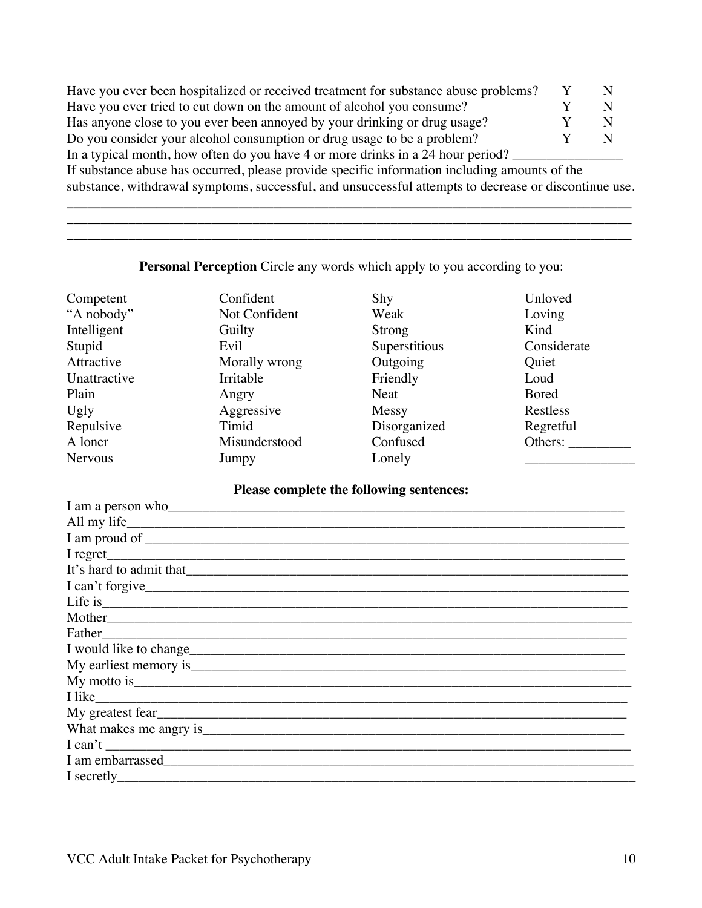Have you ever been hospitalized or received treatment for substance abuse problems? Y N
Have you ever tried to cut down on the amount of alcohol you consume? Y N
Has anyone close to you ever been annoyed by your drinking or drug usage? Y N
Do you consider your alcohol consumption or drug usage to be a problem? Y N
In a typical month, how often do you have 4 or more drinks in a 24 hour period? _______________
If substance abuse has occurred, please provide specific information including amounts of the substance, withdrawal symptoms, successful, and unsuccessful attempts to decrease or discontinue use.
_______________________________________________________________________________
_______________________________________________________________________________
_______________________________________________________________________________

**Personal Perception** Circle any words which apply to you according to you:

| | | | |
|---|---|---|---|
| Competent | Confident | Shy | Unloved |
| "A nobody" | Not Confident | Weak | Loving |
| Intelligent | Guilty | Strong | Kind |
| Stupid | Evil | Superstitious | Considerate |
| Attractive | Morally wrong | Outgoing | Quiet |
| Unattractive | Irritable | Friendly | Loud |
| Plain | Angry | Neat | Bored |
| Ugly | Aggressive | Messy | Restless |
| Repulsive | Timid | Disorganized | Regretful |
| A loner | Misunderstood | Confused | Others: _________ |
| Nervous | Jumpy | Lonely | _______________ |

**Please complete the following sentences:**

I am a person who_______________________________________________________________
All my life_____________________________________________________________________
I am proud of __________________________________________________________________
I regret________________________________________________________________________
It's hard to admit that___________________________________________________________
I can't forgive__________________________________________________________________
Life is_________________________________________________________________________
Mother_________________________________________________________________________
Father_________________________________________________________________________
I would like to change____________________________________________________________
My earliest memory is_____________________________________________________________
My motto is_____________________________________________________________________
I like__________________________________________________________________________
My greatest fear_________________________________________________________________
What makes me angry is___________________________________________________________
I can't ________________________________________________________________________
I am embarrassed________________________________________________________________
I secretly______________________________________________________________________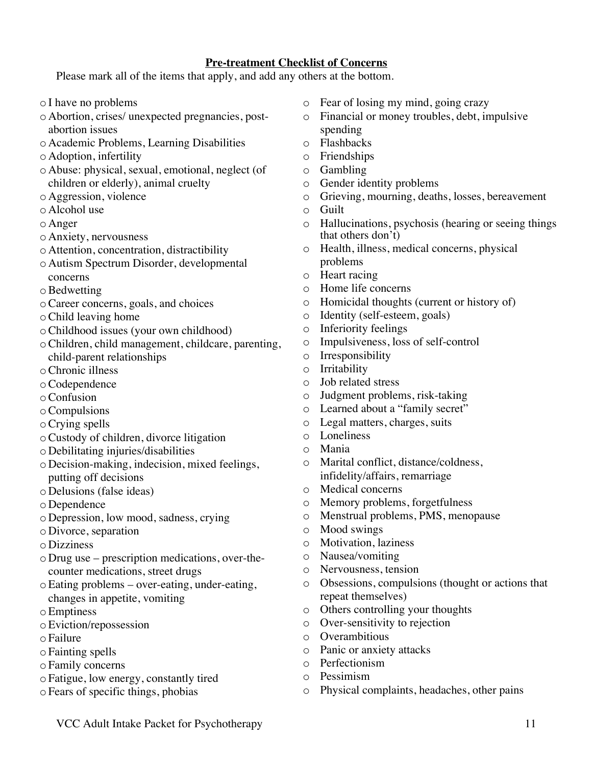**Pre-treatment Checklist of Concerns**

Please mark all of the items that apply, and add any others at the bottom.

- o I have no problems
- o Abortion, crises/ unexpected pregnancies, post-abortion issues
- o Academic Problems, Learning Disabilities
- o Adoption, infertility
- o Abuse: physical, sexual, emotional, neglect (of children or elderly), animal cruelty
- o Aggression, violence
- o Alcohol use
- o Anger
- o Anxiety, nervousness
- o Attention, concentration, distractibility
- o Autism Spectrum Disorder, developmental concerns
- o Bedwetting
- o Career concerns, goals, and choices
- o Child leaving home
- o Childhood issues (your own childhood)
- o Children, child management, childcare, parenting, child-parent relationships
- o Chronic illness
- o Codependence
- o Confusion
- o Compulsions
- o Crying spells
- o Custody of children, divorce litigation
- o Debilitating injuries/disabilities
- o Decision-making, indecision, mixed feelings, putting off decisions
- o Delusions (false ideas)
- o Dependence
- o Depression, low mood, sadness, crying
- o Divorce, separation
- o Dizziness
- o Drug use – prescription medications, over-the-counter medications, street drugs
- o Eating problems – over-eating, under-eating, changes in appetite, vomiting
- o Emptiness
- o Eviction/repossession
- o Failure
- o Fainting spells
- o Family concerns
- o Fatigue, low energy, constantly tired
- o Fears of specific things, phobias
- o Fear of losing my mind, going crazy
- o Financial or money troubles, debt, impulsive spending
- o Flashbacks
- o Friendships
- o Gambling
- o Gender identity problems
- o Grieving, mourning, deaths, losses, bereavement
- o Guilt
- o Hallucinations, psychosis (hearing or seeing things that others don't)
- o Health, illness, medical concerns, physical problems
- o Heart racing
- o Home life concerns
- o Homicidal thoughts (current or history of)
- o Identity (self-esteem, goals)
- o Inferiority feelings
- o Impulsiveness, loss of self-control
- o Irresponsibility
- o Irritability
- o Job related stress
- o Judgment problems, risk-taking
- o Learned about a "family secret"
- o Legal matters, charges, suits
- o Loneliness
- o Mania
- o Marital conflict, distance/coldness, infidelity/affairs, remarriage
- o Medical concerns
- o Memory problems, forgetfulness
- o Menstrual problems, PMS, menopause
- o Mood swings
- o Motivation, laziness
- o Nausea/vomiting
- o Nervousness, tension
- o Obsessions, compulsions (thought or actions that repeat themselves)
- o Others controlling your thoughts
- o Over-sensitivity to rejection
- o Overambitious
- o Panic or anxiety attacks
- o Perfectionism
- o Pessimism
- o Physical complaints, headaches, other pains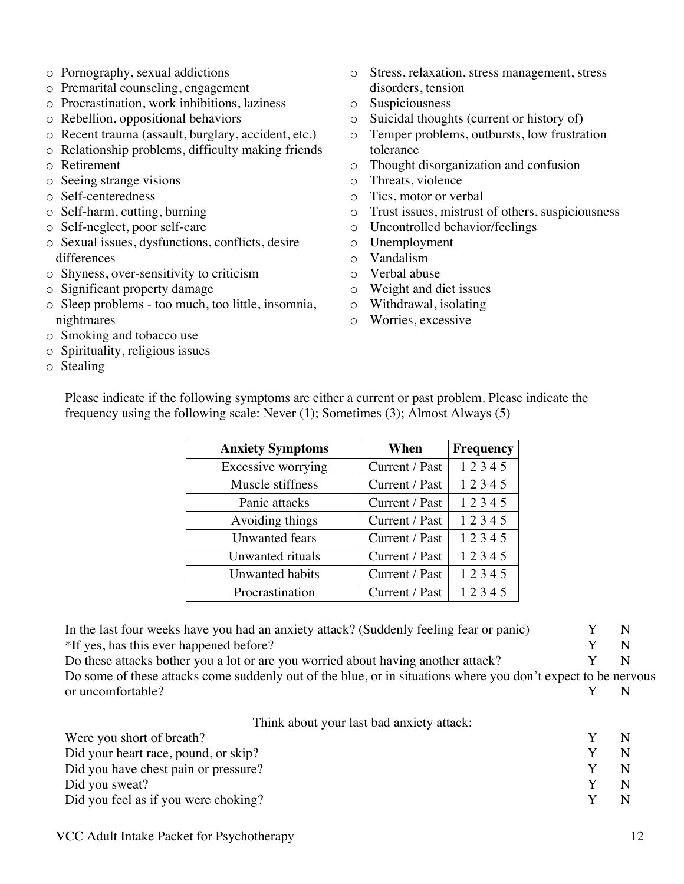- ○ Pornography, sexual addictions
- ○ Premarital counseling, engagement
- ○ Procrastination, work inhibitions, laziness
- ○ Rebellion, oppositional behaviors
- ○ Recent trauma (assault, burglary, accident, etc.)
- ○ Relationship problems, difficulty making friends
- ○ Retirement
- ○ Seeing strange visions
- ○ Self-centeredness
- ○ Self-harm, cutting, burning
- ○ Self-neglect, poor self-care
- ○ Sexual issues, dysfunctions, conflicts, desire differences
- ○ Shyness, over-sensitivity to criticism
- ○ Significant property damage
- ○ Sleep problems - too much, too little, insomnia, nightmares
- ○ Smoking and tobacco use
- ○ Spirituality, religious issues
- ○ Stealing
- ○ Stress, relaxation, stress management, stress disorders, tension
- ○ Suspiciousness
- ○ Suicidal thoughts (current or history of)
- ○ Temper problems, outbursts, low frustration tolerance
- ○ Thought disorganization and confusion
- ○ Threats, violence
- ○ Tics, motor or verbal
- ○ Trust issues, mistrust of others, suspiciousness
- ○ Uncontrolled behavior/feelings
- ○ Unemployment
- ○ Vandalism
- ○ Verbal abuse
- ○ Weight and diet issues
- ○ Withdrawal, isolating
- ○ Worries, excessive

Please indicate if the following symptoms are either a current or past problem. Please indicate the frequency using the following scale: Never (1); Sometimes (3); Almost Always (5)

| Anxiety Symptoms | When | Frequency |
|---|---|---|
| Excessive worrying | Current / Past | 1 2 3 4 5 |
| Muscle stiffness | Current / Past | 1 2 3 4 5 |
| Panic attacks | Current / Past | 1 2 3 4 5 |
| Avoiding things | Current / Past | 1 2 3 4 5 |
| Unwanted fears | Current / Past | 1 2 3 4 5 |
| Unwanted rituals | Current / Past | 1 2 3 4 5 |
| Unwanted habits | Current / Past | 1 2 3 4 5 |
| Procrastination | Current / Past | 1 2 3 4 5 |

In the last four weeks have you had an anxiety attack? (Suddenly feeling fear or panic) Y N

*If yes, has this ever happened before? Y N

Do these attacks bother you a lot or are you worried about having another attack? Y N

Do some of these attacks come suddenly out of the blue, or in situations where you don't expect to be nervous or uncomfortable? Y N

Think about your last bad anxiety attack:

Were you short of breath? Y N

Did your heart race, pound, or skip? Y N

Did you have chest pain or pressure? Y N

Did you sweat? Y N

Did you feel as if you were choking? Y N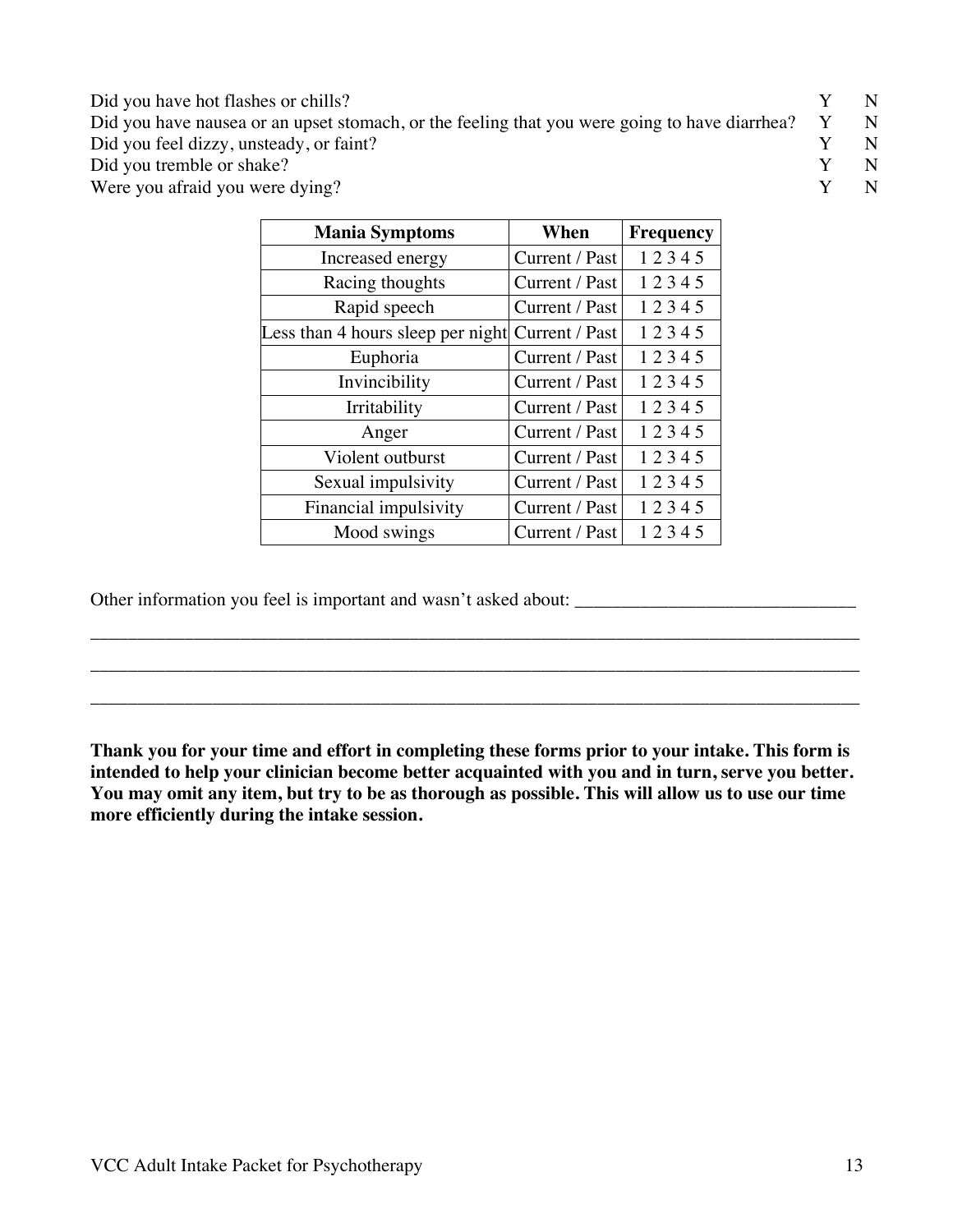Did you have hot flashes or chills? Y N

Did you have nausea or an upset stomach, or the feeling that you were going to have diarrhea? Y N

Did you feel dizzy, unsteady, or faint? Y N

Did you tremble or shake? Y N

Were you afraid you were dying? Y N

| Mania Symptoms | When | Frequency |
|---|---|---|
| Increased energy | Current / Past | 1 2 3 4 5 |
| Racing thoughts | Current / Past | 1 2 3 4 5 |
| Rapid speech | Current / Past | 1 2 3 4 5 |
| Less than 4 hours sleep per night | Current / Past | 1 2 3 4 5 |
| Euphoria | Current / Past | 1 2 3 4 5 |
| Invincibility | Current / Past | 1 2 3 4 5 |
| Irritability | Current / Past | 1 2 3 4 5 |
| Anger | Current / Past | 1 2 3 4 5 |
| Violent outburst | Current / Past | 1 2 3 4 5 |
| Sexual impulsivity | Current / Past | 1 2 3 4 5 |
| Financial impulsivity | Current / Past | 1 2 3 4 5 |
| Mood swings | Current / Past | 1 2 3 4 5 |

Other information you feel is important and wasn't asked about: ______________________________

_____________________________________________________________________________________

_____________________________________________________________________________________

_____________________________________________________________________________________

**Thank you for your time and effort in completing these forms prior to your intake. This form is intended to help your clinician become better acquainted with you and in turn, serve you better. You may omit any item, but try to be as thorough as possible. This will allow us to use our time more efficiently during the intake session.**